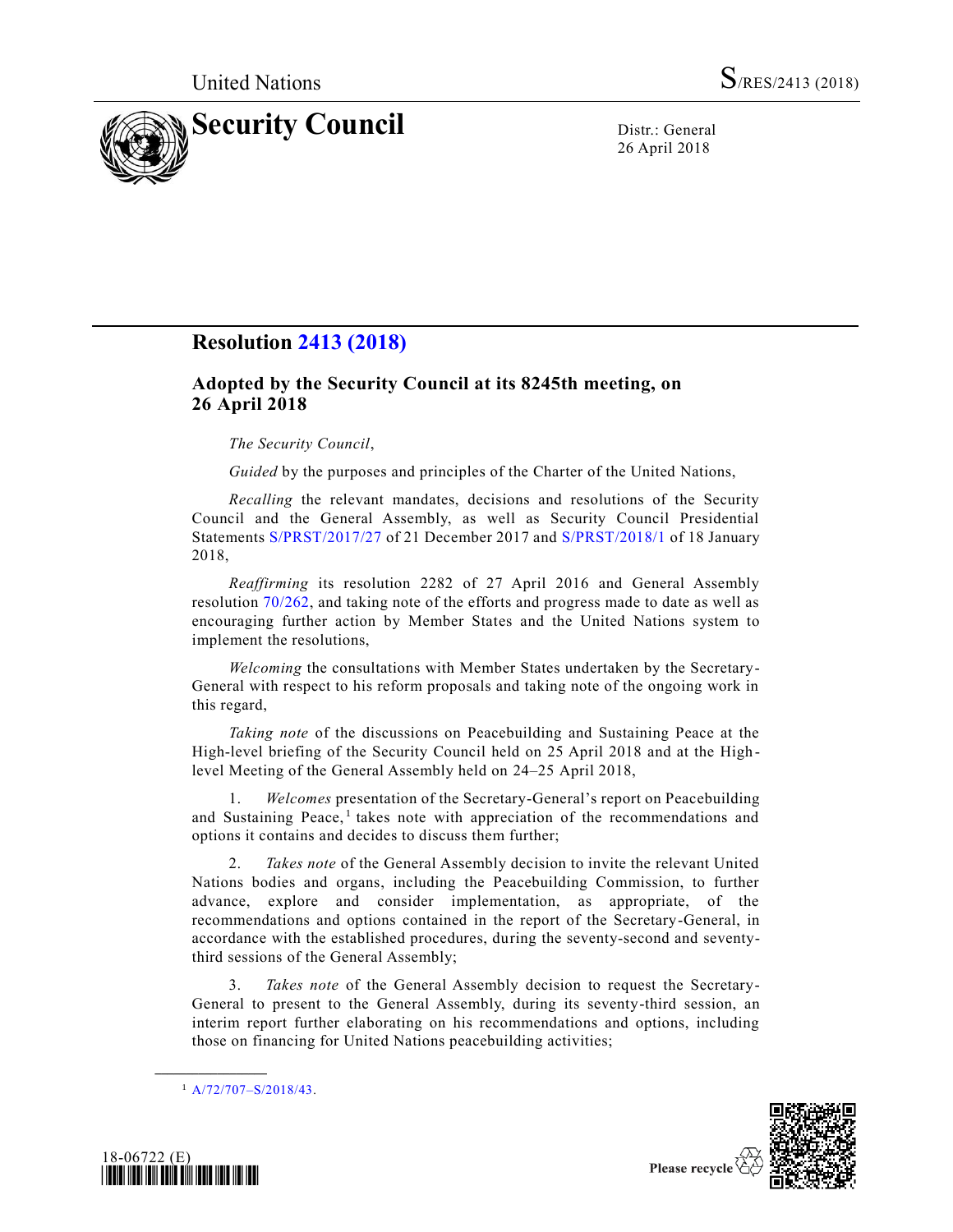United Nations S/RES/2413 (2018)

# Security Council

Distr.: General
26 April 2018

## Resolution 2413 (2018)

### Adopted by the Security Council at its 8245th meeting, on 26 April 2018

*The Security Council*,

*Guided* by the purposes and principles of the Charter of the United Nations,

*Recalling* the relevant mandates, decisions and resolutions of the Security Council and the General Assembly, as well as Security Council Presidential Statements S/PRST/2017/27 of 21 December 2017 and S/PRST/2018/1 of 18 January 2018,

*Reaffirming* its resolution 2282 of 27 April 2016 and General Assembly resolution 70/262, and taking note of the efforts and progress made to date as well as encouraging further action by Member States and the United Nations system to implement the resolutions,

*Welcoming* the consultations with Member States undertaken by the Secretary-General with respect to his reform proposals and taking note of the ongoing work in this regard,

*Taking note* of the discussions on Peacebuilding and Sustaining Peace at the High-level briefing of the Security Council held on 25 April 2018 and at the High-level Meeting of the General Assembly held on 24–25 April 2018,

1. *Welcomes* presentation of the Secretary-General's report on Peacebuilding and Sustaining Peace,[1] takes note with appreciation of the recommendations and options it contains and decides to discuss them further;

2. *Takes note* of the General Assembly decision to invite the relevant United Nations bodies and organs, including the Peacebuilding Commission, to further advance, explore and consider implementation, as appropriate, of the recommendations and options contained in the report of the Secretary-General, in accordance with the established procedures, during the seventy-second and seventy-third sessions of the General Assembly;

3. *Takes note* of the General Assembly decision to request the Secretary-General to present to the General Assembly, during its seventy-third session, an interim report further elaborating on his recommendations and options, including those on financing for United Nations peacebuilding activities;

[1] A/72/707–S/2018/43.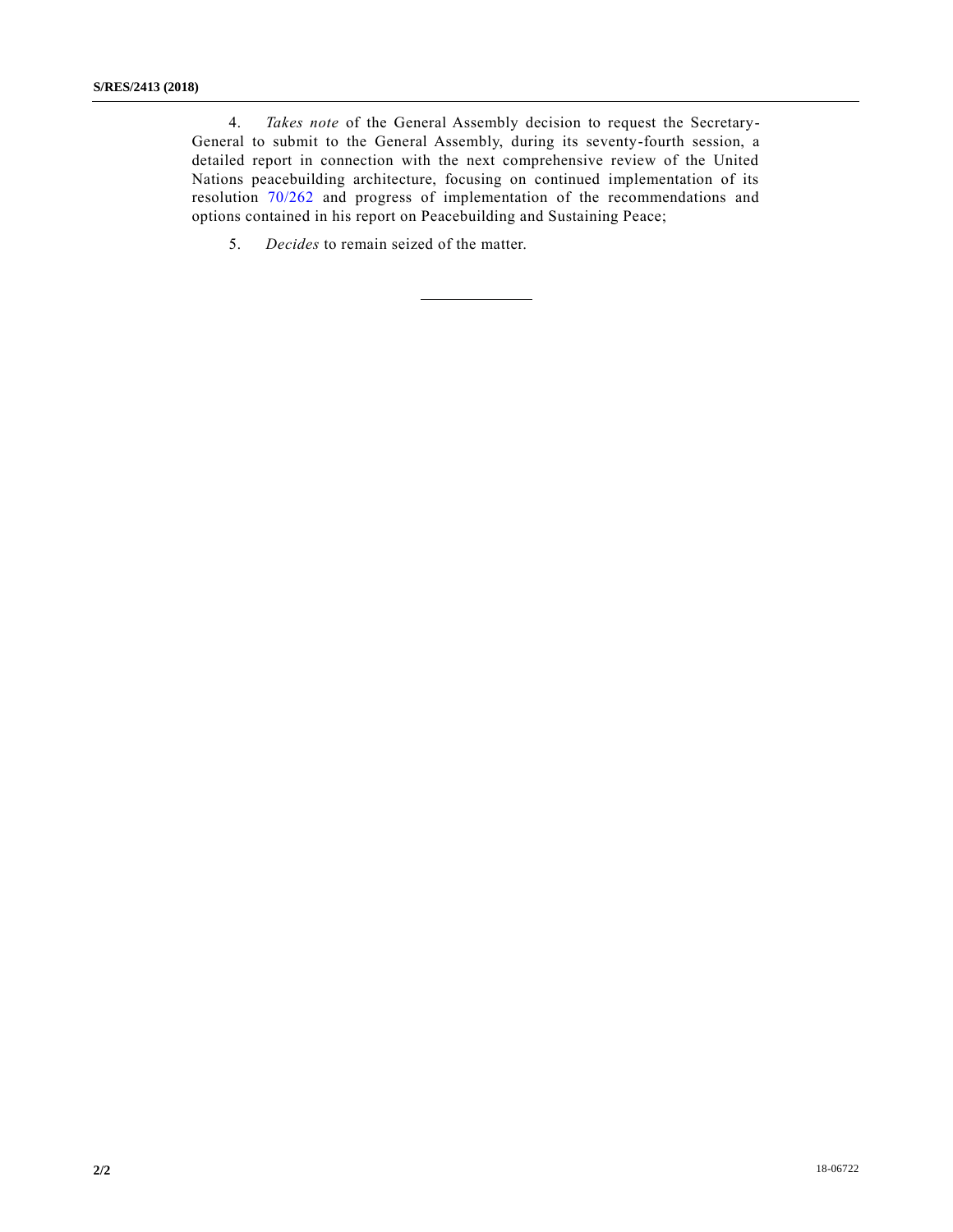4. *Takes note* of the General Assembly decision to request the Secretary-General to submit to the General Assembly, during its seventy-fourth session, a detailed report in connection with the next comprehensive review of the United Nations peacebuilding architecture, focusing on continued implementation of its resolution 70/262 and progress of implementation of the recommendations and options contained in his report on Peacebuilding and Sustaining Peace;

5. *Decides* to remain seized of the matter.